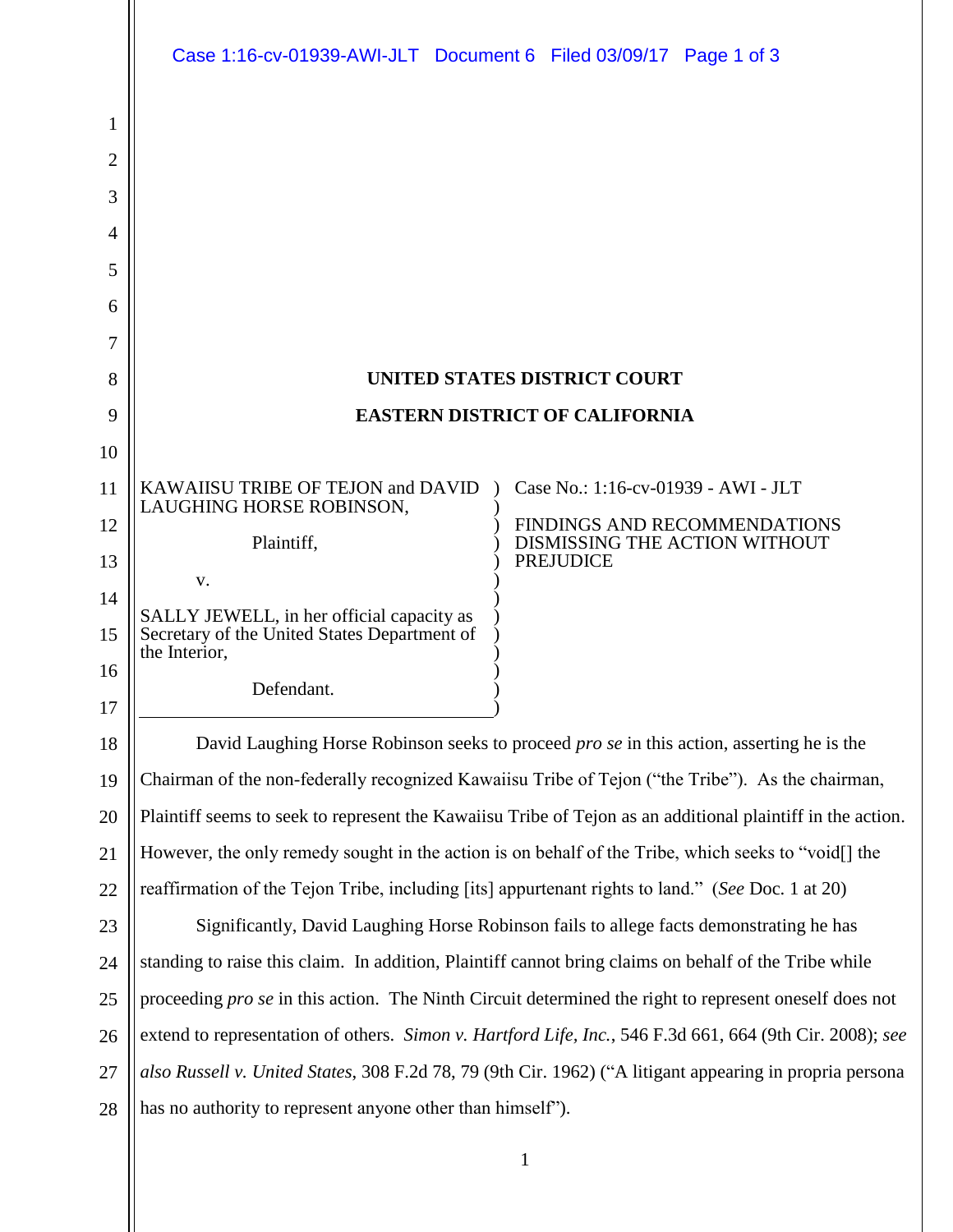**UNITED STATES DISTRICT COURT**

**EASTERN DISTRICT OF CALIFORNIA**

| | |
|---|---|
| KAWAIISU TRIBE OF TEJON and DAVID LAUGHING HORSE ROBINSON,<br><br>Plaintiff,<br><br>v.<br><br>SALLY JEWELL, in her official capacity as Secretary of the United States Department of the Interior,<br><br>Defendant. | Case No.: 1:16-cv-01939 - AWI - JLT<br><br>FINDINGS AND RECOMMENDATIONS DISMISSING THE ACTION WITHOUT PREJUDICE |

David Laughing Horse Robinson seeks to proceed *pro se* in this action, asserting he is the Chairman of the non-federally recognized Kawaiisu Tribe of Tejon ("the Tribe"). As the chairman, Plaintiff seems to seek to represent the Kawaiisu Tribe of Tejon as an additional plaintiff in the action. However, the only remedy sought in the action is on behalf of the Tribe, which seeks to "void[] the reaffirmation of the Tejon Tribe, including [its] appurtenant rights to land." (*See* Doc. 1 at 20)

Significantly, David Laughing Horse Robinson fails to allege facts demonstrating he has standing to raise this claim. In addition, Plaintiff cannot bring claims on behalf of the Tribe while proceeding *pro se* in this action. The Ninth Circuit determined the right to represent oneself does not extend to representation of others. *Simon v. Hartford Life, Inc.*, 546 F.3d 661, 664 (9th Cir. 2008); *see also Russell v. United States*, 308 F.2d 78, 79 (9th Cir. 1962) ("A litigant appearing in propria persona has no authority to represent anyone other than himself").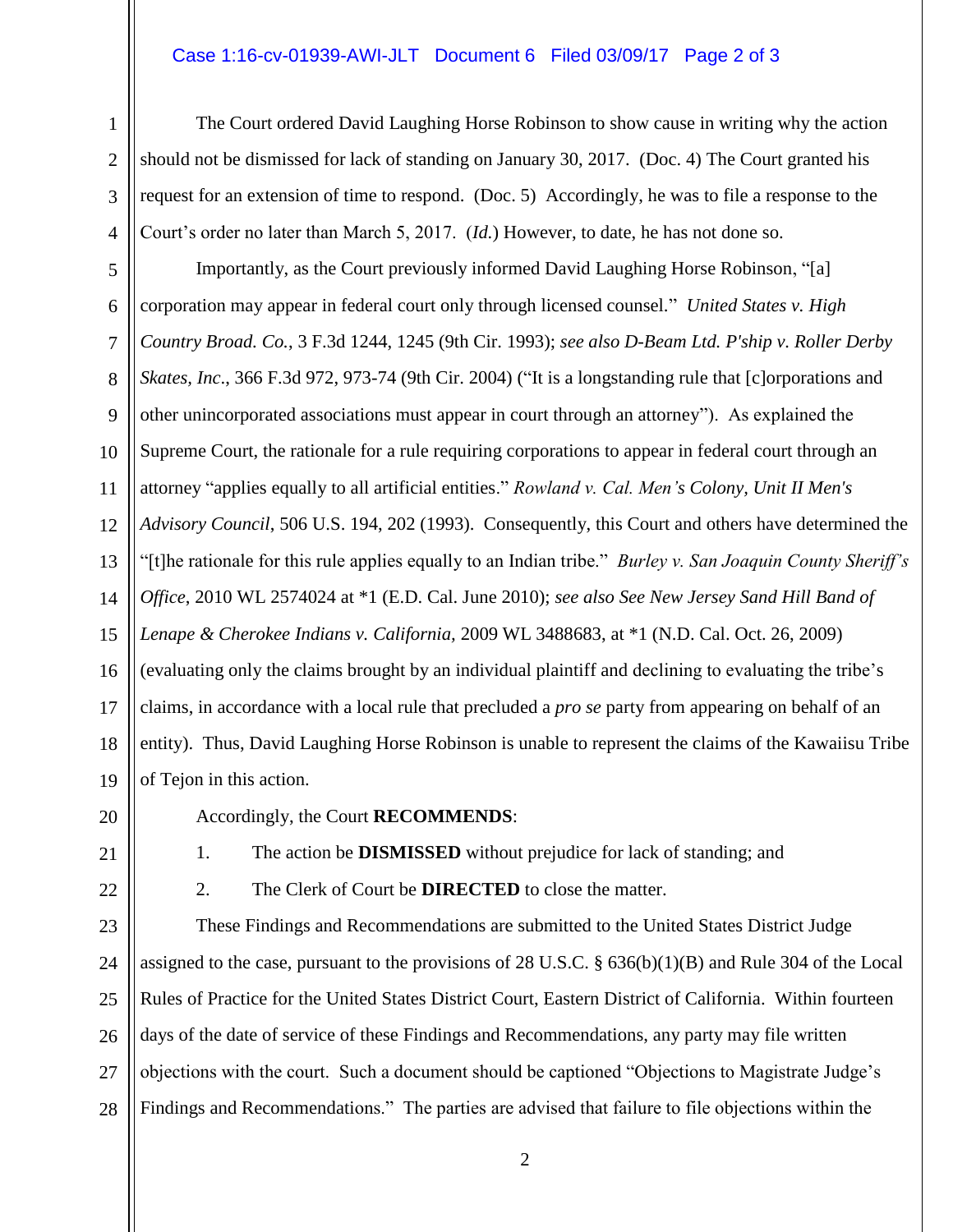The Court ordered David Laughing Horse Robinson to show cause in writing why the action should not be dismissed for lack of standing on January 30, 2017. (Doc. 4) The Court granted his request for an extension of time to respond. (Doc. 5) Accordingly, he was to file a response to the Court's order no later than March 5, 2017. (*Id.*) However, to date, he has not done so.

Importantly, as the Court previously informed David Laughing Horse Robinson, "[a] corporation may appear in federal court only through licensed counsel." *United States v. High Country Broad. Co.*, 3 F.3d 1244, 1245 (9th Cir. 1993); *see also D-Beam Ltd. P'ship v. Roller Derby Skates, Inc.*, 366 F.3d 972, 973-74 (9th Cir. 2004) ("It is a longstanding rule that [c]orporations and other unincorporated associations must appear in court through an attorney"). As explained the Supreme Court, the rationale for a rule requiring corporations to appear in federal court through an attorney "applies equally to all artificial entities." *Rowland v. Cal. Men's Colony, Unit II Men's Advisory Council*, 506 U.S. 194, 202 (1993). Consequently, this Court and others have determined the "[t]he rationale for this rule applies equally to an Indian tribe." *Burley v. San Joaquin County Sheriff's Office*, 2010 WL 2574024 at *1 (E.D. Cal. June 2010); *see also See New Jersey Sand Hill Band of Lenape & Cherokee Indians v. California*, 2009 WL 3488683, at *1 (N.D. Cal. Oct. 26, 2009) (evaluating only the claims brought by an individual plaintiff and declining to evaluating the tribe's claims, in accordance with a local rule that precluded a *pro se* party from appearing on behalf of an entity). Thus, David Laughing Horse Robinson is unable to represent the claims of the Kawaiisu Tribe of Tejon in this action.

Accordingly, the Court **RECOMMENDS**:

1. The action be **DISMISSED** without prejudice for lack of standing; and
2. The Clerk of Court be **DIRECTED** to close the matter.

These Findings and Recommendations are submitted to the United States District Judge assigned to the case, pursuant to the provisions of 28 U.S.C. § 636(b)(1)(B) and Rule 304 of the Local Rules of Practice for the United States District Court, Eastern District of California. Within fourteen days of the date of service of these Findings and Recommendations, any party may file written objections with the court. Such a document should be captioned "Objections to Magistrate Judge's Findings and Recommendations." The parties are advised that failure to file objections within the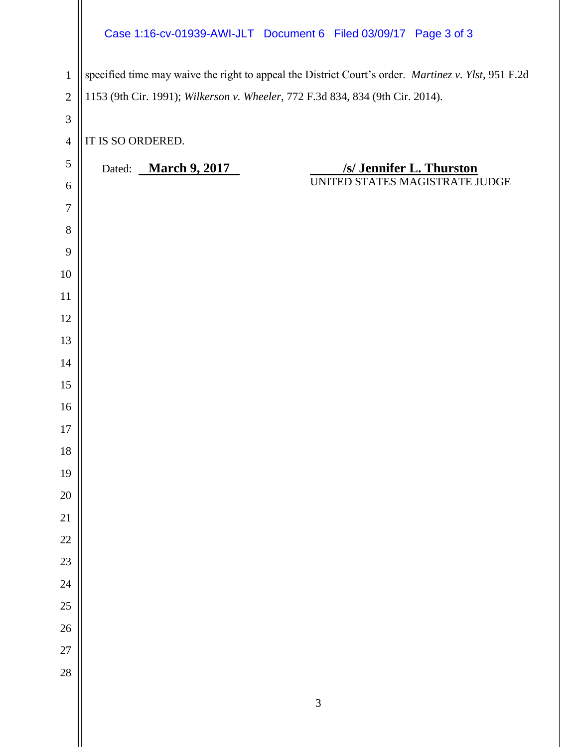specified time may waive the right to appeal the District Court's order. *Martinez v. Ylst*, 951 F.2d 1153 (9th Cir. 1991); *Wilkerson v. Wheeler*, 772 F.3d 834, 834 (9th Cir. 2014).

IT IS SO ORDERED.

Dated: **March 9, 2017**

**/s/ Jennifer L. Thurston**
UNITED STATES MAGISTRATE JUDGE